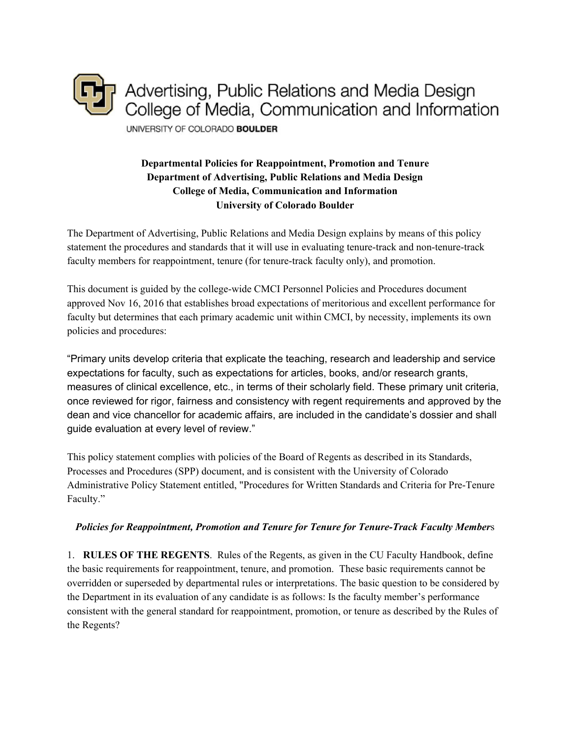Advertising, Public Relations and Media Design
College of Media, Communication and Information
UNIVERSITY OF COLORADO **BOULDER**

**Departmental Policies for Reappointment, Promotion and Tenure**
**Department of Advertising, Public Relations and Media Design**
**College of Media, Communication and Information**
**University of Colorado Boulder**

The Department of Advertising, Public Relations and Media Design explains by means of this policy statement the procedures and standards that it will use in evaluating tenure-track and non-tenure-track faculty members for reappointment, tenure (for tenure-track faculty only), and promotion.

This document is guided by the college-wide CMCI Personnel Policies and Procedures document approved Nov 16, 2016 that establishes broad expectations of meritorious and excellent performance for faculty but determines that each primary academic unit within CMCI, by necessity, implements its own policies and procedures:

"Primary units develop criteria that explicate the teaching, research and leadership and service expectations for faculty, such as expectations for articles, books, and/or research grants, measures of clinical excellence, etc., in terms of their scholarly field. These primary unit criteria, once reviewed for rigor, fairness and consistency with regent requirements and approved by the dean and vice chancellor for academic affairs, are included in the candidate's dossier and shall guide evaluation at every level of review."

This policy statement complies with policies of the Board of Regents as described in its Standards, Processes and Procedures (SPP) document, and is consistent with the University of Colorado Administrative Policy Statement entitled, "Procedures for Written Standards and Criteria for Pre-Tenure Faculty."

***Policies for Reappointment, Promotion and Tenure for Tenure for Tenure-Track Faculty Members***

1. **RULES OF THE REGENTS**. Rules of the Regents, as given in the CU Faculty Handbook, define the basic requirements for reappointment, tenure, and promotion. These basic requirements cannot be overridden or superseded by departmental rules or interpretations. The basic question to be considered by the Department in its evaluation of any candidate is as follows: Is the faculty member's performance consistent with the general standard for reappointment, promotion, or tenure as described by the Rules of the Regents?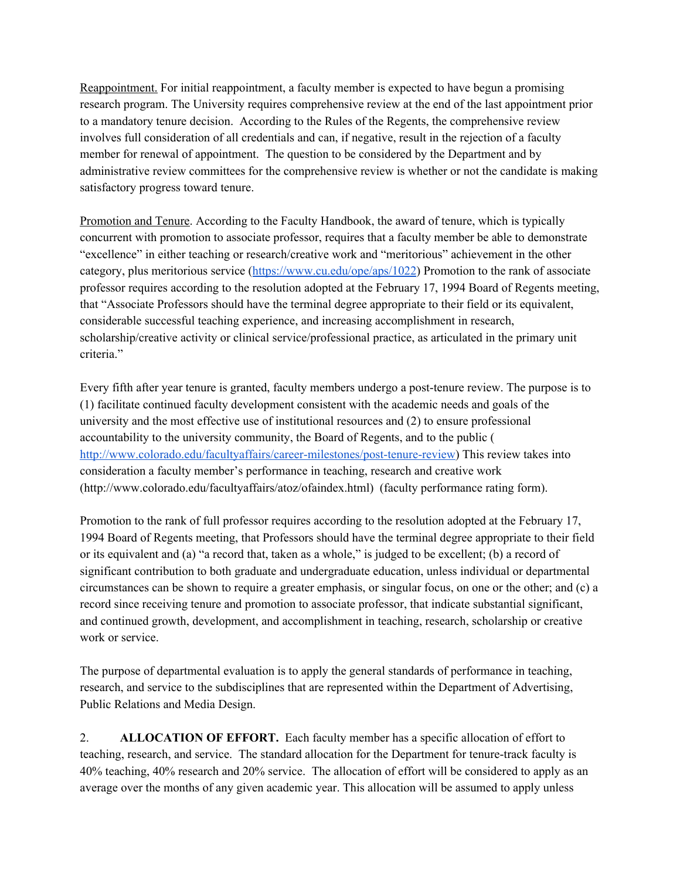Reappointment. For initial reappointment, a faculty member is expected to have begun a promising research program. The University requires comprehensive review at the end of the last appointment prior to a mandatory tenure decision. According to the Rules of the Regents, the comprehensive review involves full consideration of all credentials and can, if negative, result in the rejection of a faculty member for renewal of appointment. The question to be considered by the Department and by administrative review committees for the comprehensive review is whether or not the candidate is making satisfactory progress toward tenure.

Promotion and Tenure. According to the Faculty Handbook, the award of tenure, which is typically concurrent with promotion to associate professor, requires that a faculty member be able to demonstrate "excellence" in either teaching or research/creative work and "meritorious" achievement in the other category, plus meritorious service (https://www.cu.edu/ope/aps/1022) Promotion to the rank of associate professor requires according to the resolution adopted at the February 17, 1994 Board of Regents meeting, that "Associate Professors should have the terminal degree appropriate to their field or its equivalent, considerable successful teaching experience, and increasing accomplishment in research, scholarship/creative activity or clinical service/professional practice, as articulated in the primary unit criteria."

Every fifth after year tenure is granted, faculty members undergo a post-tenure review. The purpose is to (1) facilitate continued faculty development consistent with the academic needs and goals of the university and the most effective use of institutional resources and (2) to ensure professional accountability to the university community, the Board of Regents, and to the public ( http://www.colorado.edu/facultyaffairs/career-milestones/post-tenure-review) This review takes into consideration a faculty member's performance in teaching, research and creative work (http://www.colorado.edu/facultyaffairs/atoz/ofaindex.html) (faculty performance rating form).

Promotion to the rank of full professor requires according to the resolution adopted at the February 17, 1994 Board of Regents meeting, that Professors should have the terminal degree appropriate to their field or its equivalent and (a) "a record that, taken as a whole," is judged to be excellent; (b) a record of significant contribution to both graduate and undergraduate education, unless individual or departmental circumstances can be shown to require a greater emphasis, or singular focus, on one or the other; and (c) a record since receiving tenure and promotion to associate professor, that indicate substantial significant, and continued growth, development, and accomplishment in teaching, research, scholarship or creative work or service.

The purpose of departmental evaluation is to apply the general standards of performance in teaching, research, and service to the subdisciplines that are represented within the Department of Advertising, Public Relations and Media Design.

2. **ALLOCATION OF EFFORT.** Each faculty member has a specific allocation of effort to teaching, research, and service. The standard allocation for the Department for tenure-track faculty is 40% teaching, 40% research and 20% service. The allocation of effort will be considered to apply as an average over the months of any given academic year. This allocation will be assumed to apply unless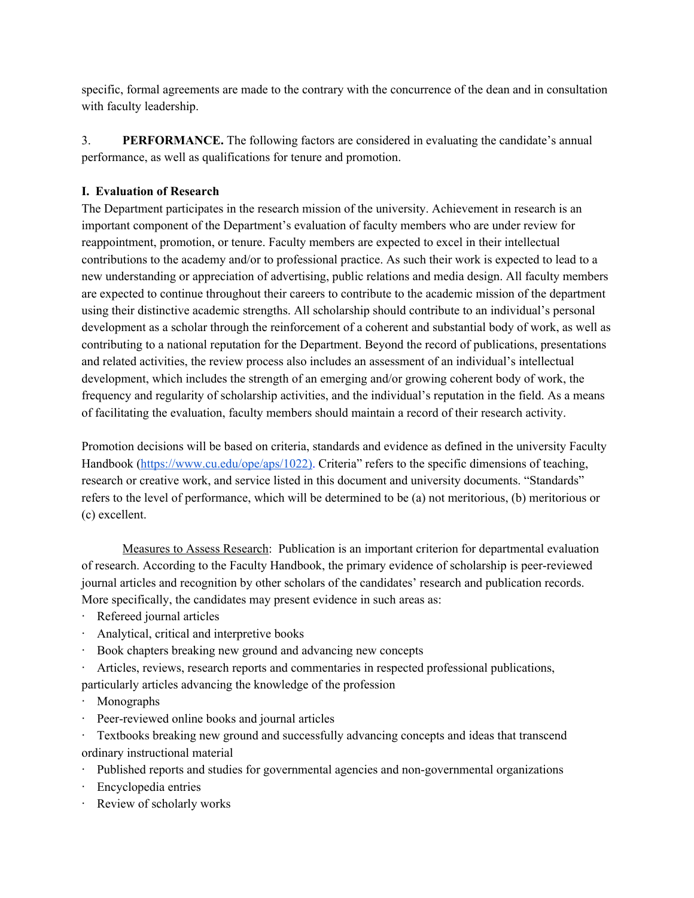specific, formal agreements are made to the contrary with the concurrence of the dean and in consultation with faculty leadership.

3. **PERFORMANCE.** The following factors are considered in evaluating the candidate's annual performance, as well as qualifications for tenure and promotion.

**I. Evaluation of Research**

The Department participates in the research mission of the university. Achievement in research is an important component of the Department's evaluation of faculty members who are under review for reappointment, promotion, or tenure. Faculty members are expected to excel in their intellectual contributions to the academy and/or to professional practice. As such their work is expected to lead to a new understanding or appreciation of advertising, public relations and media design. All faculty members are expected to continue throughout their careers to contribute to the academic mission of the department using their distinctive academic strengths. All scholarship should contribute to an individual's personal development as a scholar through the reinforcement of a coherent and substantial body of work, as well as contributing to a national reputation for the Department. Beyond the record of publications, presentations and related activities, the review process also includes an assessment of an individual's intellectual development, which includes the strength of an emerging and/or growing coherent body of work, the frequency and regularity of scholarship activities, and the individual's reputation in the field. As a means of facilitating the evaluation, faculty members should maintain a record of their research activity.

Promotion decisions will be based on criteria, standards and evidence as defined in the university Faculty Handbook (https://www.cu.edu/ope/aps/1022). Criteria" refers to the specific dimensions of teaching, research or creative work, and service listed in this document and university documents. "Standards" refers to the level of performance, which will be determined to be (a) not meritorious, (b) meritorious or (c) excellent.

Measures to Assess Research: Publication is an important criterion for departmental evaluation of research. According to the Faculty Handbook, the primary evidence of scholarship is peer-reviewed journal articles and recognition by other scholars of the candidates' research and publication records. More specifically, the candidates may present evidence in such areas as:

- Refereed journal articles
- Analytical, critical and interpretive books
- Book chapters breaking new ground and advancing new concepts
- Articles, reviews, research reports and commentaries in respected professional publications, particularly articles advancing the knowledge of the profession
- Monographs
- Peer-reviewed online books and journal articles
- Textbooks breaking new ground and successfully advancing concepts and ideas that transcend ordinary instructional material
- Published reports and studies for governmental agencies and non-governmental organizations
- Encyclopedia entries
- Review of scholarly works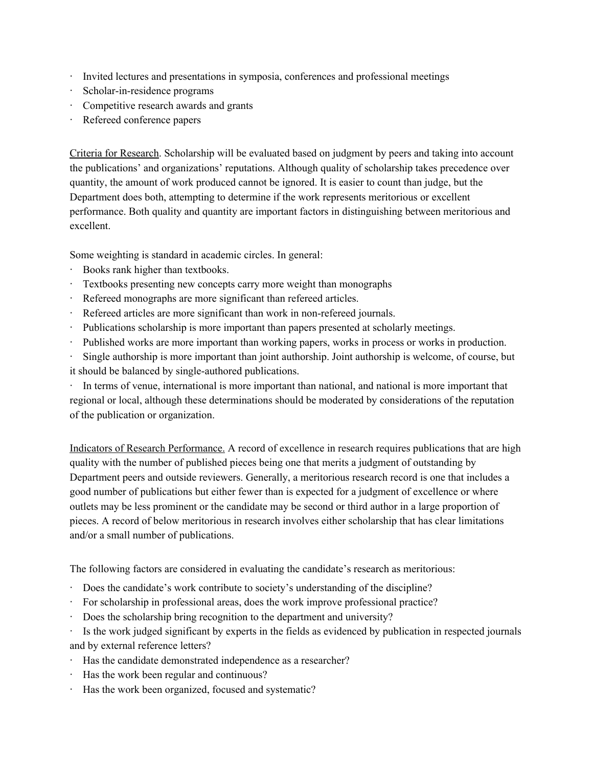- Invited lectures and presentations in symposia, conferences and professional meetings
- Scholar-in-residence programs
- Competitive research awards and grants
- Refereed conference papers

<u>Criteria for Research</u>. Scholarship will be evaluated based on judgment by peers and taking into account the publications' and organizations' reputations. Although quality of scholarship takes precedence over quantity, the amount of work produced cannot be ignored. It is easier to count than judge, but the Department does both, attempting to determine if the work represents meritorious or excellent performance. Both quality and quantity are important factors in distinguishing between meritorious and excellent.

Some weighting is standard in academic circles. In general:

- Books rank higher than textbooks.
- Textbooks presenting new concepts carry more weight than monographs
- Refereed monographs are more significant than refereed articles.
- Refereed articles are more significant than work in non-refereed journals.
- Publications scholarship is more important than papers presented at scholarly meetings.
- Published works are more important than working papers, works in process or works in production.
- Single authorship is more important than joint authorship. Joint authorship is welcome, of course, but it should be balanced by single-authored publications.
- In terms of venue, international is more important than national, and national is more important that regional or local, although these determinations should be moderated by considerations of the reputation of the publication or organization.

<u>Indicators of Research Performance.</u> A record of excellence in research requires publications that are high quality with the number of published pieces being one that merits a judgment of outstanding by Department peers and outside reviewers. Generally, a meritorious research record is one that includes a good number of publications but either fewer than is expected for a judgment of excellence or where outlets may be less prominent or the candidate may be second or third author in a large proportion of pieces. A record of below meritorious in research involves either scholarship that has clear limitations and/or a small number of publications.

The following factors are considered in evaluating the candidate's research as meritorious:

- Does the candidate's work contribute to society's understanding of the discipline?
- For scholarship in professional areas, does the work improve professional practice?
- Does the scholarship bring recognition to the department and university?
- Is the work judged significant by experts in the fields as evidenced by publication in respected journals and by external reference letters?
- Has the candidate demonstrated independence as a researcher?
- Has the work been regular and continuous?
- Has the work been organized, focused and systematic?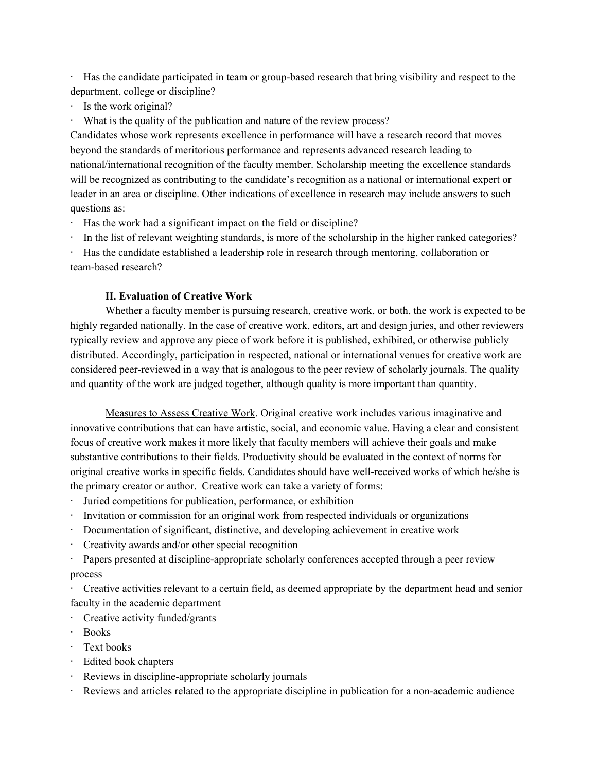- Has the candidate participated in team or group-based research that bring visibility and respect to the department, college or discipline?
- Is the work original?
- What is the quality of the publication and nature of the review process?

Candidates whose work represents excellence in performance will have a research record that moves beyond the standards of meritorious performance and represents advanced research leading to national/international recognition of the faculty member. Scholarship meeting the excellence standards will be recognized as contributing to the candidate's recognition as a national or international expert or leader in an area or discipline. Other indications of excellence in research may include answers to such questions as:

- Has the work had a significant impact on the field or discipline?
- In the list of relevant weighting standards, is more of the scholarship in the higher ranked categories?
- Has the candidate established a leadership role in research through mentoring, collaboration or team-based research?

### II. Evaluation of Creative Work

Whether a faculty member is pursuing research, creative work, or both, the work is expected to be highly regarded nationally. In the case of creative work, editors, art and design juries, and other reviewers typically review and approve any piece of work before it is published, exhibited, or otherwise publicly distributed. Accordingly, participation in respected, national or international venues for creative work are considered peer-reviewed in a way that is analogous to the peer review of scholarly journals. The quality and quantity of the work are judged together, although quality is more important than quantity.

<u>Measures to Assess Creative Work</u>. Original creative work includes various imaginative and innovative contributions that can have artistic, social, and economic value. Having a clear and consistent focus of creative work makes it more likely that faculty members will achieve their goals and make substantive contributions to their fields. Productivity should be evaluated in the context of norms for original creative works in specific fields. Candidates should have well-received works of which he/she is the primary creator or author. Creative work can take a variety of forms:

- Juried competitions for publication, performance, or exhibition
- Invitation or commission for an original work from respected individuals or organizations
- Documentation of significant, distinctive, and developing achievement in creative work
- Creativity awards and/or other special recognition
- Papers presented at discipline-appropriate scholarly conferences accepted through a peer review process
- Creative activities relevant to a certain field, as deemed appropriate by the department head and senior faculty in the academic department
- Creative activity funded/grants
- Books
- Text books
- Edited book chapters
- Reviews in discipline-appropriate scholarly journals
- Reviews and articles related to the appropriate discipline in publication for a non-academic audience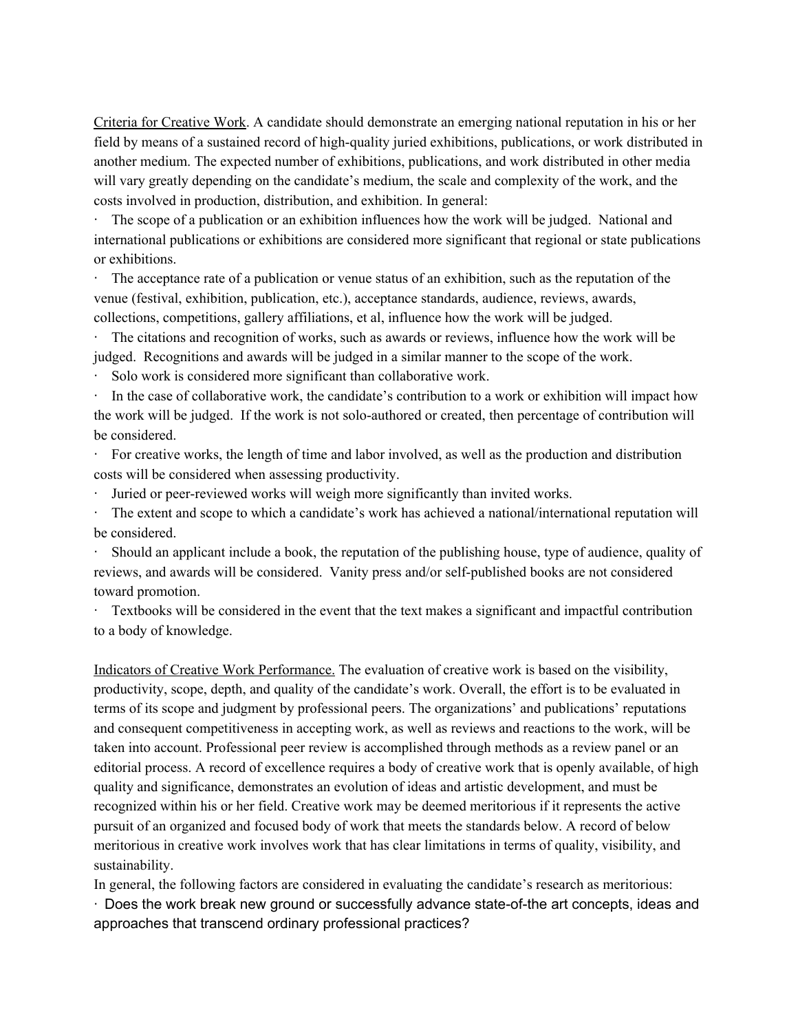<u>Criteria for Creative Work</u>. A candidate should demonstrate an emerging national reputation in his or her field by means of a sustained record of high-quality juried exhibitions, publications, or work distributed in another medium. The expected number of exhibitions, publications, and work distributed in other media will vary greatly depending on the candidate's medium, the scale and complexity of the work, and the costs involved in production, distribution, and exhibition. In general:

- The scope of a publication or an exhibition influences how the work will be judged. National and international publications or exhibitions are considered more significant that regional or state publications or exhibitions.
- The acceptance rate of a publication or venue status of an exhibition, such as the reputation of the venue (festival, exhibition, publication, etc.), acceptance standards, audience, reviews, awards, collections, competitions, gallery affiliations, et al, influence how the work will be judged.
- The citations and recognition of works, such as awards or reviews, influence how the work will be judged. Recognitions and awards will be judged in a similar manner to the scope of the work.
- Solo work is considered more significant than collaborative work.
- In the case of collaborative work, the candidate's contribution to a work or exhibition will impact how the work will be judged. If the work is not solo-authored or created, then percentage of contribution will be considered.
- For creative works, the length of time and labor involved, as well as the production and distribution costs will be considered when assessing productivity.
- Juried or peer-reviewed works will weigh more significantly than invited works.
- The extent and scope to which a candidate's work has achieved a national/international reputation will be considered.
- Should an applicant include a book, the reputation of the publishing house, type of audience, quality of reviews, and awards will be considered. Vanity press and/or self-published books are not considered toward promotion.
- Textbooks will be considered in the event that the text makes a significant and impactful contribution to a body of knowledge.

<u>Indicators of Creative Work Performance.</u> The evaluation of creative work is based on the visibility, productivity, scope, depth, and quality of the candidate's work. Overall, the effort is to be evaluated in terms of its scope and judgment by professional peers. The organizations' and publications' reputations and consequent competitiveness in accepting work, as well as reviews and reactions to the work, will be taken into account. Professional peer review is accomplished through methods as a review panel or an editorial process. A record of excellence requires a body of creative work that is openly available, of high quality and significance, demonstrates an evolution of ideas and artistic development, and must be recognized within his or her field. Creative work may be deemed meritorious if it represents the active pursuit of an organized and focused body of work that meets the standards below. A record of below meritorious in creative work involves work that has clear limitations in terms of quality, visibility, and sustainability.

In general, the following factors are considered in evaluating the candidate's research as meritorious:

- Does the work break new ground or successfully advance state-of-the art concepts, ideas and approaches that transcend ordinary professional practices?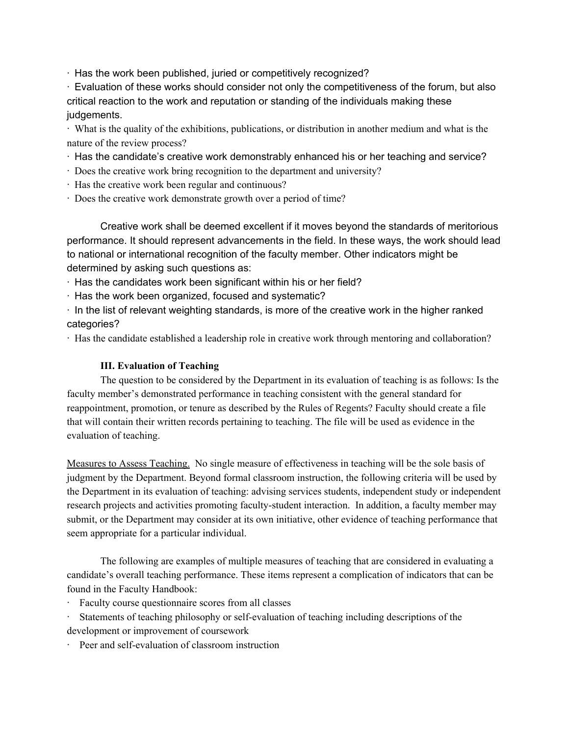- Has the work been published, juried or competitively recognized?
- Evaluation of these works should consider not only the competitiveness of the forum, but also critical reaction to the work and reputation or standing of the individuals making these judgements.
- What is the quality of the exhibitions, publications, or distribution in another medium and what is the nature of the review process?
- Has the candidate's creative work demonstrably enhanced his or her teaching and service?
- Does the creative work bring recognition to the department and university?
- Has the creative work been regular and continuous?
- Does the creative work demonstrate growth over a period of time?

Creative work shall be deemed excellent if it moves beyond the standards of meritorious performance. It should represent advancements in the field. In these ways, the work should lead to national or international recognition of the faculty member. Other indicators might be determined by asking such questions as:

- Has the candidates work been significant within his or her field?
- Has the work been organized, focused and systematic?
- In the list of relevant weighting standards, is more of the creative work in the higher ranked categories?
- Has the candidate established a leadership role in creative work through mentoring and collaboration?

### III. Evaluation of Teaching

The question to be considered by the Department in its evaluation of teaching is as follows: Is the faculty member's demonstrated performance in teaching consistent with the general standard for reappointment, promotion, or tenure as described by the Rules of Regents? Faculty should create a file that will contain their written records pertaining to teaching. The file will be used as evidence in the evaluation of teaching.

Measures to Assess Teaching. No single measure of effectiveness in teaching will be the sole basis of judgment by the Department. Beyond formal classroom instruction, the following criteria will be used by the Department in its evaluation of teaching: advising services students, independent study or independent research projects and activities promoting faculty-student interaction. In addition, a faculty member may submit, or the Department may consider at its own initiative, other evidence of teaching performance that seem appropriate for a particular individual.

The following are examples of multiple measures of teaching that are considered in evaluating a candidate's overall teaching performance. These items represent a complication of indicators that can be found in the Faculty Handbook:

- Faculty course questionnaire scores from all classes
- Statements of teaching philosophy or self-evaluation of teaching including descriptions of the development or improvement of coursework
- Peer and self-evaluation of classroom instruction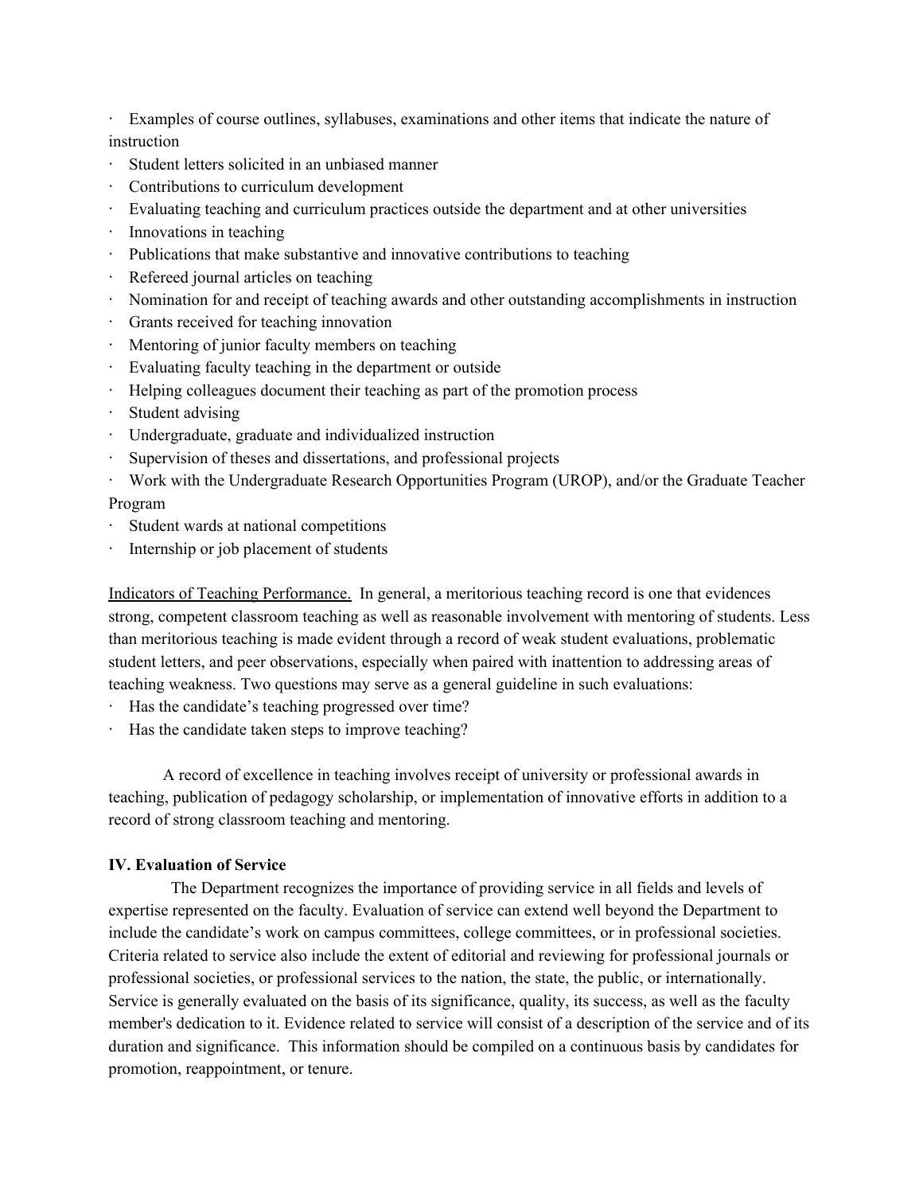- Examples of course outlines, syllabuses, examinations and other items that indicate the nature of instruction
- Student letters solicited in an unbiased manner
- Contributions to curriculum development
- Evaluating teaching and curriculum practices outside the department and at other universities
- Innovations in teaching
- Publications that make substantive and innovative contributions to teaching
- Refereed journal articles on teaching
- Nomination for and receipt of teaching awards and other outstanding accomplishments in instruction
- Grants received for teaching innovation
- Mentoring of junior faculty members on teaching
- Evaluating faculty teaching in the department or outside
- Helping colleagues document their teaching as part of the promotion process
- Student advising
- Undergraduate, graduate and individualized instruction
- Supervision of theses and dissertations, and professional projects
- Work with the Undergraduate Research Opportunities Program (UROP), and/or the Graduate Teacher Program
- Student wards at national competitions
- Internship or job placement of students

Indicators of Teaching Performance. In general, a meritorious teaching record is one that evidences strong, competent classroom teaching as well as reasonable involvement with mentoring of students. Less than meritorious teaching is made evident through a record of weak student evaluations, problematic student letters, and peer observations, especially when paired with inattention to addressing areas of teaching weakness. Two questions may serve as a general guideline in such evaluations:

- Has the candidate's teaching progressed over time?
- Has the candidate taken steps to improve teaching?

A record of excellence in teaching involves receipt of university or professional awards in teaching, publication of pedagogy scholarship, or implementation of innovative efforts in addition to a record of strong classroom teaching and mentoring.

**IV. Evaluation of Service**

The Department recognizes the importance of providing service in all fields and levels of expertise represented on the faculty. Evaluation of service can extend well beyond the Department to include the candidate's work on campus committees, college committees, or in professional societies. Criteria related to service also include the extent of editorial and reviewing for professional journals or professional societies, or professional services to the nation, the state, the public, or internationally. Service is generally evaluated on the basis of its significance, quality, its success, as well as the faculty member's dedication to it. Evidence related to service will consist of a description of the service and of its duration and significance. This information should be compiled on a continuous basis by candidates for promotion, reappointment, or tenure.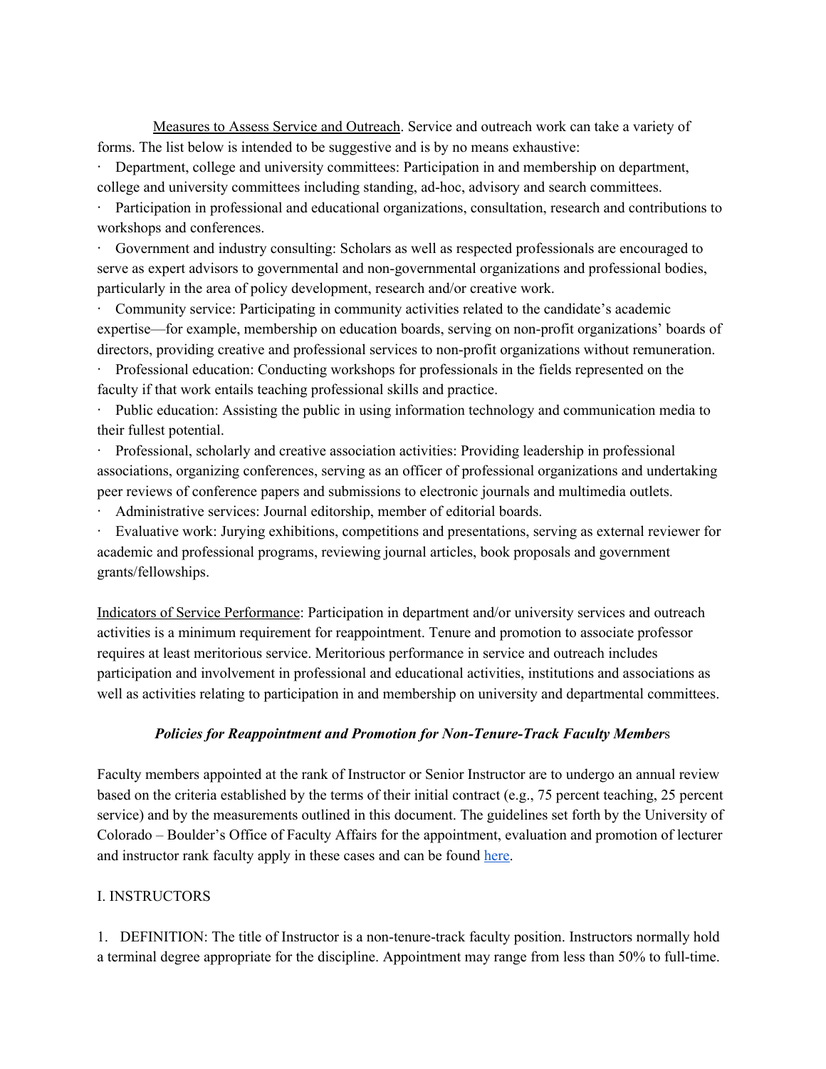Measures to Assess Service and Outreach. Service and outreach work can take a variety of forms. The list below is intended to be suggestive and is by no means exhaustive:

- Department, college and university committees: Participation in and membership on department, college and university committees including standing, ad-hoc, advisory and search committees.
- Participation in professional and educational organizations, consultation, research and contributions to workshops and conferences.
- Government and industry consulting: Scholars as well as respected professionals are encouraged to serve as expert advisors to governmental and non-governmental organizations and professional bodies, particularly in the area of policy development, research and/or creative work.
- Community service: Participating in community activities related to the candidate's academic expertise—for example, membership on education boards, serving on non-profit organizations' boards of directors, providing creative and professional services to non-profit organizations without remuneration.
- Professional education: Conducting workshops for professionals in the fields represented on the faculty if that work entails teaching professional skills and practice.
- Public education: Assisting the public in using information technology and communication media to their fullest potential.
- Professional, scholarly and creative association activities: Providing leadership in professional associations, organizing conferences, serving as an officer of professional organizations and undertaking peer reviews of conference papers and submissions to electronic journals and multimedia outlets.
- Administrative services: Journal editorship, member of editorial boards.
- Evaluative work: Jurying exhibitions, competitions and presentations, serving as external reviewer for academic and professional programs, reviewing journal articles, book proposals and government grants/fellowships.

Indicators of Service Performance: Participation in department and/or university services and outreach activities is a minimum requirement for reappointment. Tenure and promotion to associate professor requires at least meritorious service. Meritorious performance in service and outreach includes participation and involvement in professional and educational activities, institutions and associations as well as activities relating to participation in and membership on university and departmental committees.

### *Policies for Reappointment and Promotion for Non-Tenure-Track Faculty Members*

Faculty members appointed at the rank of Instructor or Senior Instructor are to undergo an annual review based on the criteria established by the terms of their initial contract (e.g., 75 percent teaching, 25 percent service) and by the measurements outlined in this document. The guidelines set forth by the University of Colorado – Boulder's Office of Faculty Affairs for the appointment, evaluation and promotion of lecturer and instructor rank faculty apply in these cases and can be found here.

I. INSTRUCTORS

1. DEFINITION: The title of Instructor is a non-tenure-track faculty position. Instructors normally hold a terminal degree appropriate for the discipline. Appointment may range from less than 50% to full-time.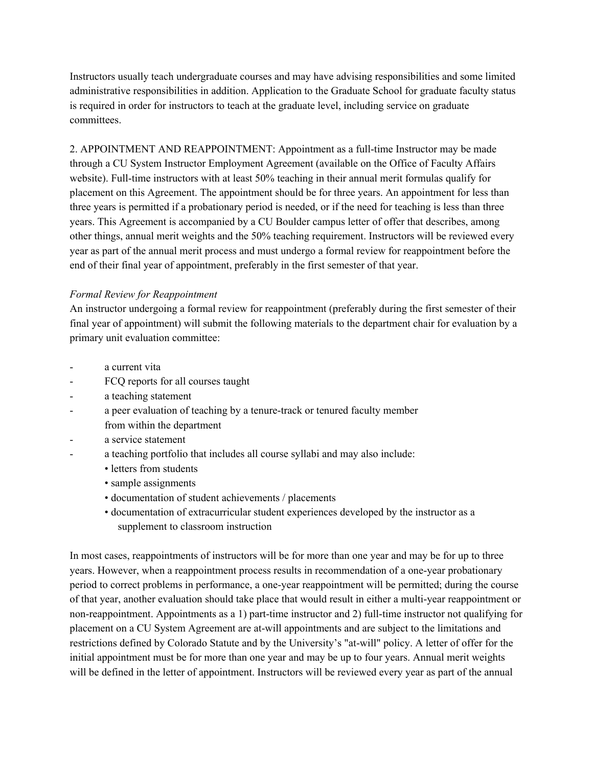Instructors usually teach undergraduate courses and may have advising responsibilities and some limited administrative responsibilities in addition. Application to the Graduate School for graduate faculty status is required in order for instructors to teach at the graduate level, including service on graduate committees.

2. APPOINTMENT AND REAPPOINTMENT: Appointment as a full-time Instructor may be made through a CU System Instructor Employment Agreement (available on the Office of Faculty Affairs website). Full-time instructors with at least 50% teaching in their annual merit formulas qualify for placement on this Agreement. The appointment should be for three years. An appointment for less than three years is permitted if a probationary period is needed, or if the need for teaching is less than three years. This Agreement is accompanied by a CU Boulder campus letter of offer that describes, among other things, annual merit weights and the 50% teaching requirement. Instructors will be reviewed every year as part of the annual merit process and must undergo a formal review for reappointment before the end of their final year of appointment, preferably in the first semester of that year.

*Formal Review for Reappointment*

An instructor undergoing a formal review for reappointment (preferably during the first semester of their final year of appointment) will submit the following materials to the department chair for evaluation by a primary unit evaluation committee:

- a current vita
- FCQ reports for all courses taught
- a teaching statement
- a peer evaluation of teaching by a tenure-track or tenured faculty member from within the department
- a service statement
- a teaching portfolio that includes all course syllabi and may also include:
  - letters from students
  - sample assignments
  - documentation of student achievements / placements
  - documentation of extracurricular student experiences developed by the instructor as a supplement to classroom instruction

In most cases, reappointments of instructors will be for more than one year and may be for up to three years. However, when a reappointment process results in recommendation of a one-year probationary period to correct problems in performance, a one-year reappointment will be permitted; during the course of that year, another evaluation should take place that would result in either a multi-year reappointment or non-reappointment. Appointments as a 1) part-time instructor and 2) full-time instructor not qualifying for placement on a CU System Agreement are at-will appointments and are subject to the limitations and restrictions defined by Colorado Statute and by the University's "at-will" policy. A letter of offer for the initial appointment must be for more than one year and may be up to four years. Annual merit weights will be defined in the letter of appointment. Instructors will be reviewed every year as part of the annual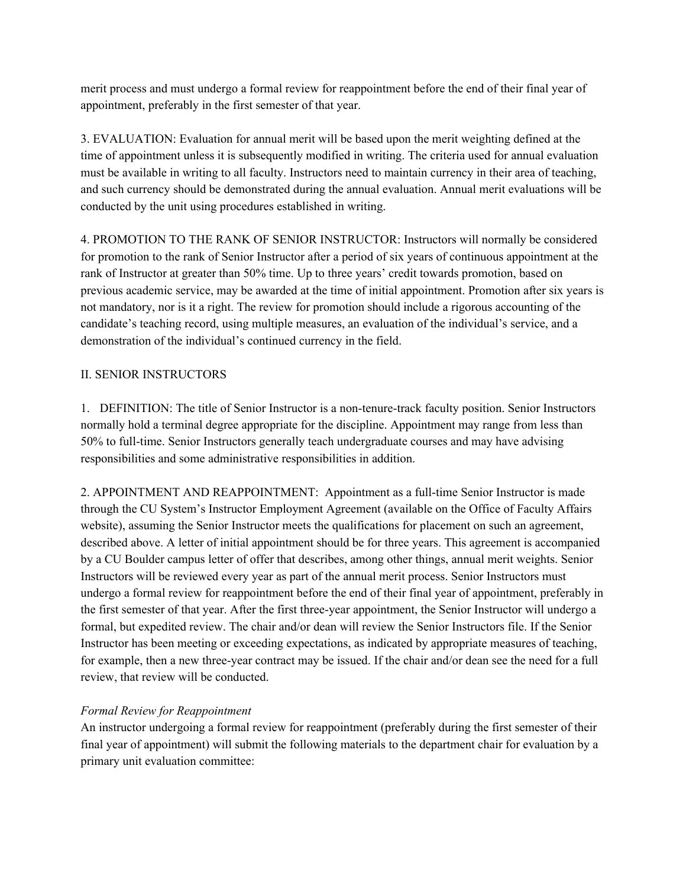merit process and must undergo a formal review for reappointment before the end of their final year of appointment, preferably in the first semester of that year.

3. EVALUATION: Evaluation for annual merit will be based upon the merit weighting defined at the time of appointment unless it is subsequently modified in writing. The criteria used for annual evaluation must be available in writing to all faculty. Instructors need to maintain currency in their area of teaching, and such currency should be demonstrated during the annual evaluation. Annual merit evaluations will be conducted by the unit using procedures established in writing.

4. PROMOTION TO THE RANK OF SENIOR INSTRUCTOR: Instructors will normally be considered for promotion to the rank of Senior Instructor after a period of six years of continuous appointment at the rank of Instructor at greater than 50% time. Up to three years' credit towards promotion, based on previous academic service, may be awarded at the time of initial appointment. Promotion after six years is not mandatory, nor is it a right. The review for promotion should include a rigorous accounting of the candidate's teaching record, using multiple measures, an evaluation of the individual's service, and a demonstration of the individual's continued currency in the field.

## II. SENIOR INSTRUCTORS

1. DEFINITION: The title of Senior Instructor is a non-tenure-track faculty position. Senior Instructors normally hold a terminal degree appropriate for the discipline. Appointment may range from less than 50% to full-time. Senior Instructors generally teach undergraduate courses and may have advising responsibilities and some administrative responsibilities in addition.

2. APPOINTMENT AND REAPPOINTMENT: Appointment as a full-time Senior Instructor is made through the CU System's Instructor Employment Agreement (available on the Office of Faculty Affairs website), assuming the Senior Instructor meets the qualifications for placement on such an agreement, described above. A letter of initial appointment should be for three years. This agreement is accompanied by a CU Boulder campus letter of offer that describes, among other things, annual merit weights. Senior Instructors will be reviewed every year as part of the annual merit process. Senior Instructors must undergo a formal review for reappointment before the end of their final year of appointment, preferably in the first semester of that year. After the first three-year appointment, the Senior Instructor will undergo a formal, but expedited review. The chair and/or dean will review the Senior Instructors file. If the Senior Instructor has been meeting or exceeding expectations, as indicated by appropriate measures of teaching, for example, then a new three-year contract may be issued. If the chair and/or dean see the need for a full review, that review will be conducted.

*Formal Review for Reappointment*

An instructor undergoing a formal review for reappointment (preferably during the first semester of their final year of appointment) will submit the following materials to the department chair for evaluation by a primary unit evaluation committee: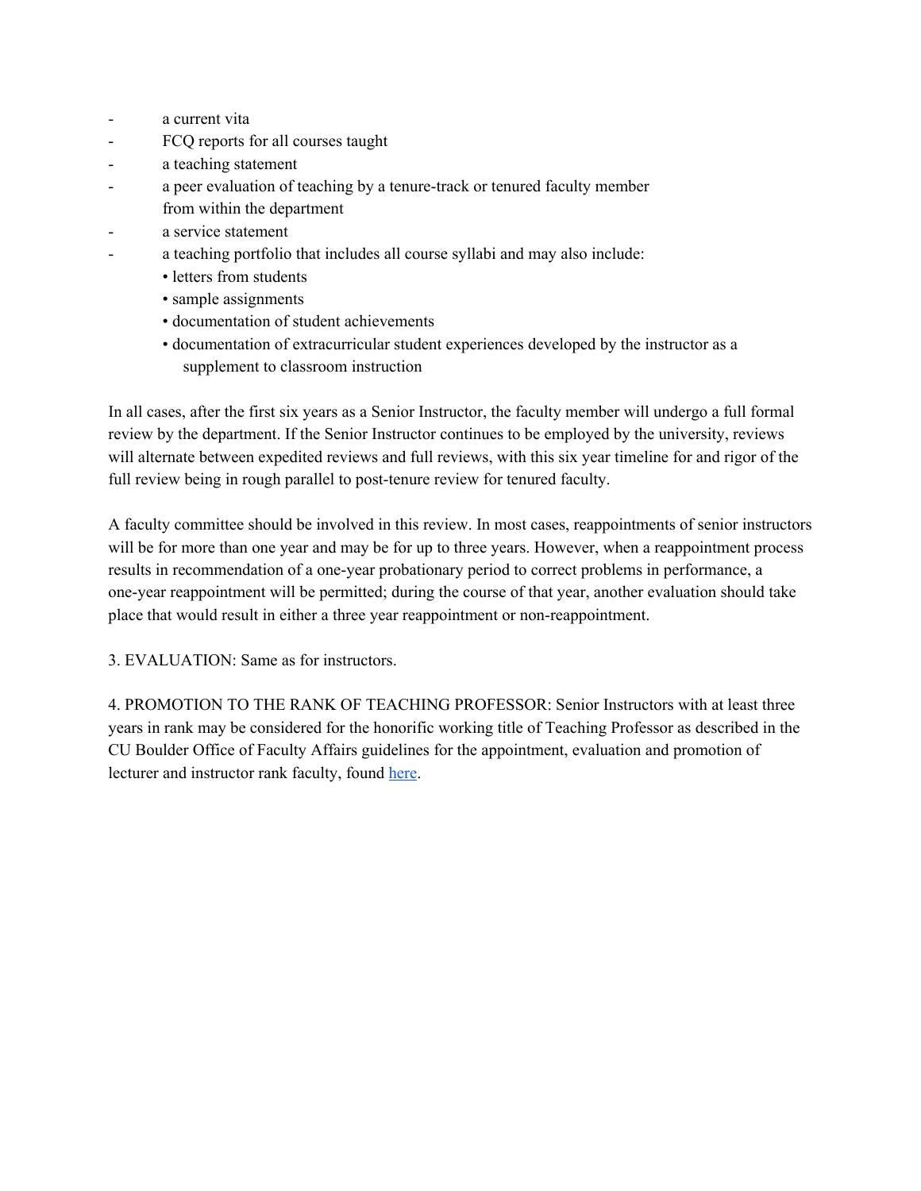- a current vita
- FCQ reports for all courses taught
- a teaching statement
- a peer evaluation of teaching by a tenure-track or tenured faculty member from within the department
- a service statement
- a teaching portfolio that includes all course syllabi and may also include:
  - letters from students
  - sample assignments
  - documentation of student achievements
  - documentation of extracurricular student experiences developed by the instructor as a supplement to classroom instruction

In all cases, after the first six years as a Senior Instructor, the faculty member will undergo a full formal review by the department. If the Senior Instructor continues to be employed by the university, reviews will alternate between expedited reviews and full reviews, with this six year timeline for and rigor of the full review being in rough parallel to post-tenure review for tenured faculty.

A faculty committee should be involved in this review. In most cases, reappointments of senior instructors will be for more than one year and may be for up to three years. However, when a reappointment process results in recommendation of a one-year probationary period to correct problems in performance, a one-year reappointment will be permitted; during the course of that year, another evaluation should take place that would result in either a three year reappointment or non-reappointment.

3. EVALUATION: Same as for instructors.

4. PROMOTION TO THE RANK OF TEACHING PROFESSOR: Senior Instructors with at least three years in rank may be considered for the honorific working title of Teaching Professor as described in the CU Boulder Office of Faculty Affairs guidelines for the appointment, evaluation and promotion of lecturer and instructor rank faculty, found here.